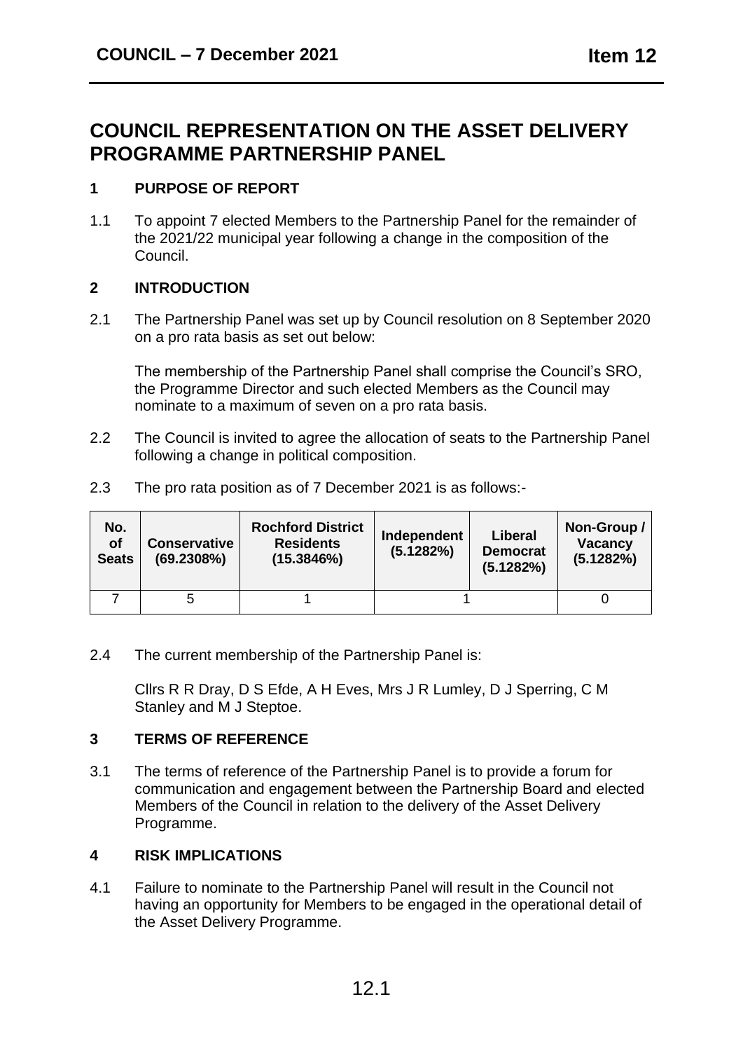# COUNCIL REPRESENTATION ON THE ASSET DELIVERY PROGRAMME PARTNERSHIP PANEL

## 1 PURPOSE OF REPORT

1.1 To appoint 7 elected Members to the Partnership Panel for the remainder of the 2021/22 municipal year following a change in the composition of the Council.

## 2 INTRODUCTION

2.1 The Partnership Panel was set up by Council resolution on 8 September 2020 on a pro rata basis as set out below:

The membership of the Partnership Panel shall comprise the Council's SRO, the Programme Director and such elected Members as the Council may nominate to a maximum of seven on a pro rata basis.

2.2 The Council is invited to agree the allocation of seats to the Partnership Panel following a change in political composition.

2.3 The pro rata position as of 7 December 2021 is as follows:-

| No. of Seats | Conservative (69.2308%) | Rochford District Residents (15.3846%) | Independent (5.1282%) | Liberal Democrat (5.1282%) | Non-Group / Vacancy (5.1282%) |
|---|---|---|---|---|---|
| 7 | 5 | 1 | 1 | | 0 |

2.4 The current membership of the Partnership Panel is:

Cllrs R R Dray, D S Efde, A H Eves, Mrs J R Lumley, D J Sperring, C M Stanley and M J Steptoe.

## 3 TERMS OF REFERENCE

3.1 The terms of reference of the Partnership Panel is to provide a forum for communication and engagement between the Partnership Board and elected Members of the Council in relation to the delivery of the Asset Delivery Programme.

## 4 RISK IMPLICATIONS

4.1 Failure to nominate to the Partnership Panel will result in the Council not having an opportunity for Members to be engaged in the operational detail of the Asset Delivery Programme.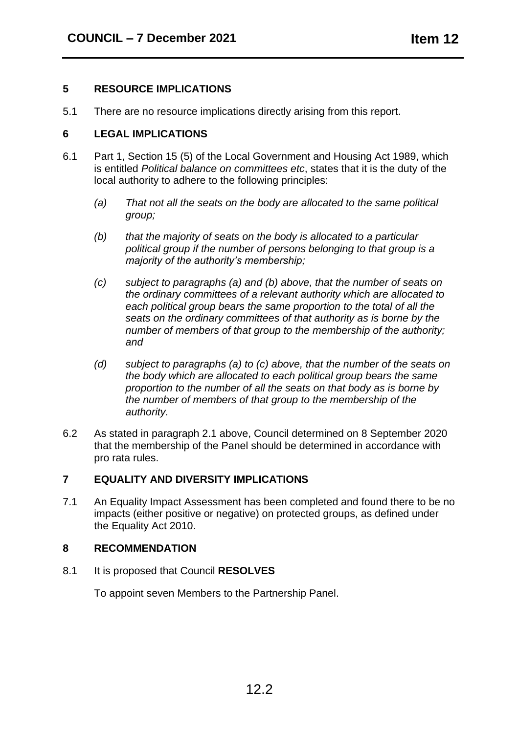## 5 RESOURCE IMPLICATIONS

5.1 There are no resource implications directly arising from this report.

## 6 LEGAL IMPLICATIONS

6.1 Part 1, Section 15 (5) of the Local Government and Housing Act 1989, which is entitled *Political balance on committees etc*, states that it is the duty of the local authority to adhere to the following principles:

*(a) That not all the seats on the body are allocated to the same political group;*

*(b) that the majority of seats on the body is allocated to a particular political group if the number of persons belonging to that group is a majority of the authority's membership;*

*(c) subject to paragraphs (a) and (b) above, that the number of seats on the ordinary committees of a relevant authority which are allocated to each political group bears the same proportion to the total of all the seats on the ordinary committees of that authority as is borne by the number of members of that group to the membership of the authority; and*

*(d) subject to paragraphs (a) to (c) above, that the number of the seats on the body which are allocated to each political group bears the same proportion to the number of all the seats on that body as is borne by the number of members of that group to the membership of the authority.*

6.2 As stated in paragraph 2.1 above, Council determined on 8 September 2020 that the membership of the Panel should be determined in accordance with pro rata rules.

## 7 EQUALITY AND DIVERSITY IMPLICATIONS

7.1 An Equality Impact Assessment has been completed and found there to be no impacts (either positive or negative) on protected groups, as defined under the Equality Act 2010.

## 8 RECOMMENDATION

8.1 It is proposed that Council **RESOLVES**

To appoint seven Members to the Partnership Panel.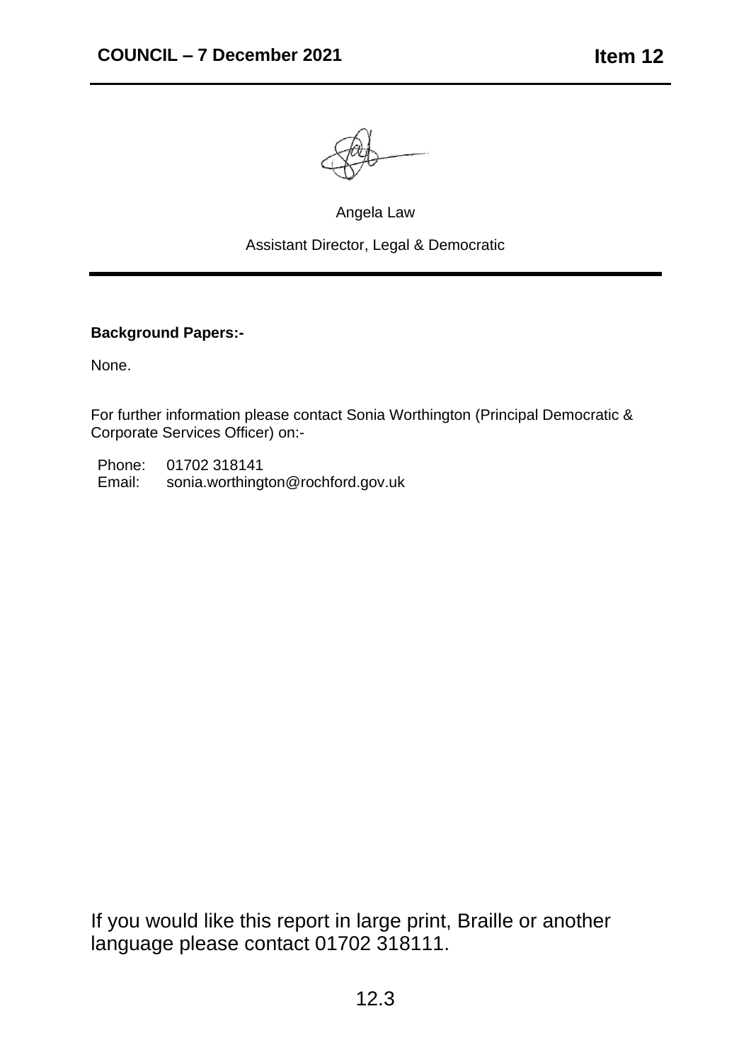Angela Law

Assistant Director, Legal & Democratic

**Background Papers:-**

None.

For further information please contact Sonia Worthington (Principal Democratic & Corporate Services Officer) on:-

Phone: 01702 318141
Email: sonia.worthington@rochford.gov.uk

If you would like this report in large print, Braille or another language please contact 01702 318111.